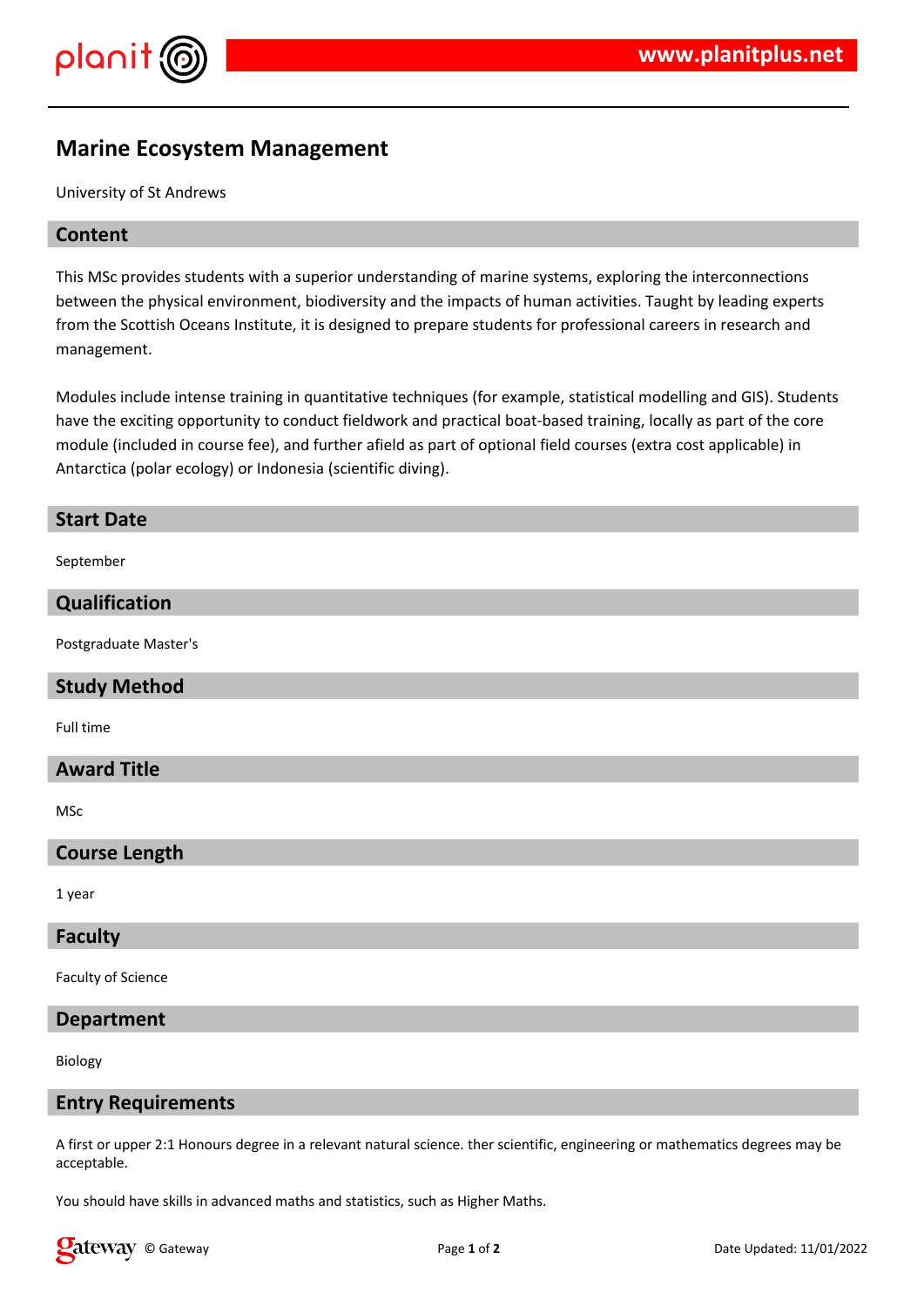# Marine Ecosystem Management

University of St Andrews

## Content

This MSc provides students with a superior understanding of marine systems, exploring the interconnections between the physical environment, biodiversity and the impacts of human activities. Taught by leading experts from the Scottish Oceans Institute, it is designed to prepare students for professional careers in research and management.

Modules include intense training in quantitative techniques (for example, statistical modelling and GIS). Students have the exciting opportunity to conduct fieldwork and practical boat-based training, locally as part of the core module (included in course fee), and further afield as part of optional field courses (extra cost applicable) in Antarctica (polar ecology) or Indonesia (scientific diving).

## Start Date

September

## Qualification

Postgraduate Master's

## Study Method

Full time

## Award Title

MSc

## Course Length

1 year

## Faculty

Faculty of Science

## Department

Biology

## Entry Requirements

A first or upper 2:1 Honours degree in a relevant natural science. ther scientific, engineering or mathematics degrees may be acceptable.

You should have skills in advanced maths and statistics, such as Higher Maths.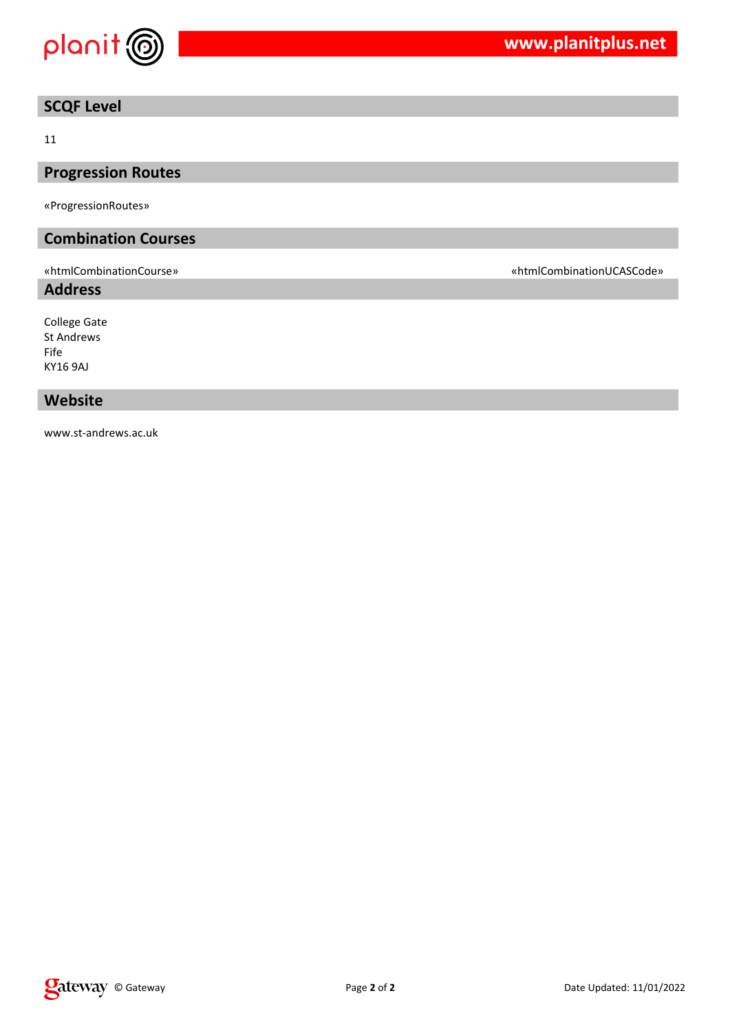## SCQF Level

11

## Progression Routes

«ProgressionRoutes»

## Combination Courses

«htmlCombinationCourse» «htmlCombinationUCASCode»

## Address

College Gate
St Andrews
Fife
KY16 9AJ

## Website

www.st-andrews.ac.uk